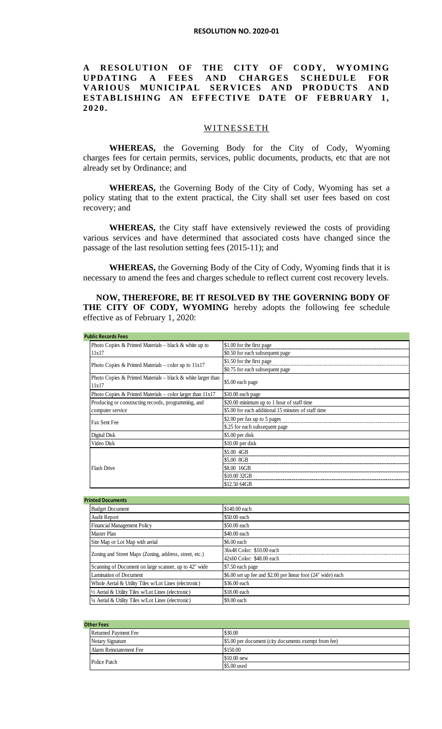**RESOLUTION NO. 2020-01**

# A RESOLUTION OF THE CITY OF CODY, WYOMING UPDATING A FEES AND CHARGES SCHEDULE FOR VARIOUS MUNICIPAL SERVICES AND PRODUCTS AND ESTABLISHING AN EFFECTIVE DATE OF FEBRUARY 1, 2020.

## WITNESSETH

**WHEREAS,** the Governing Body for the City of Cody, Wyoming charges fees for certain permits, services, public documents, products, etc that are not already set by Ordinance; and

**WHEREAS,** the Governing Body of the City of Cody, Wyoming has set a policy stating that to the extent practical, the City shall set user fees based on cost recovery; and

**WHEREAS,** the City staff have extensively reviewed the costs of providing various services and have determined that associated costs have changed since the passage of the last resolution setting fees (2015-11); and

**WHEREAS,** the Governing Body of the City of Cody, Wyoming finds that it is necessary to amend the fees and charges schedule to reflect current cost recovery levels.

**NOW, THEREFORE, BE IT RESOLVED BY THE GOVERNING BODY OF THE CITY OF CODY, WYOMING** hereby adopts the following fee schedule effective as of February 1, 2020:

| **Public Records Fees** | |
|---|---|
| Photo Copies & Printed Materials – black & white up to 11x17 | $1.00 for the first page |
| | $0.50 for each subsequent page |
| Photo Copies & Printed Materials – color up to 11x17 | $1.50 for the first page |
| | $0.75 for each subsequent page |
| Photo Copies & Printed Materials – black & white larger than 11x17 | $5.00 each page |
| Photo Copies & Printed Materials – color larger than 11x17 | $10.00 each page |
| Producing or constructing records, programming, and computer service | $20.00 minimum up to 1 hour of staff time |
| | $5.00 for each additional 15 minutes of staff time |
| Fax Sent Fee | $2.00 per fax up to 5 pages |
| | $.25 for each subsequent page |
| Digital Disk | $5.00 per disk |
| Video Disk | $10.00 per disk |
| Flash Drive | $5.00 4GB |
| | $5.00 8GB |
| | $8.00 16GB |
| | $10.00 32GB |
| | $12.50 64GB |

| **Printed Documents** | |
|---|---|
| Budget Document | $140.00 each |
| Audit Report | $50.00 each |
| Financial Management Policy | $50.00 each |
| Master Plan | $40.00 each |
| Site Map or Lot Map with aerial | $6.00 each |
| Zoning and Street Maps (Zoning, address, street, etc.) | 36x48 Color: $10.00 each |
| | 42x60 Color: $48.00 each |
| Scanning of Document on large scanner, up to 42" wide | $7.50 each page |
| Lamination of Document | $6.00 set up fee and $2.00 per linear foot (24" wide) each |
| Whole Aerial & Utility Tiles w/Lot Lines (electronic) | $36.00 each |
| ½ Aerial & Utility Tiles w/Lot Lines (electronic) | $18.00 each |
| ¼ Aerial & Utility Tiles w/Lot Lines (electronic) | $9.00 each |

| **Other Fees** | |
|---|---|
| Returned Payment Fee | $30.00 |
| Notary Signature | $5.00 per document (city documents exempt from fee) |
| Alarm Reinstatement Fee | $150.00 |
| Police Patch | $10.00 new |
| | $5.00 used |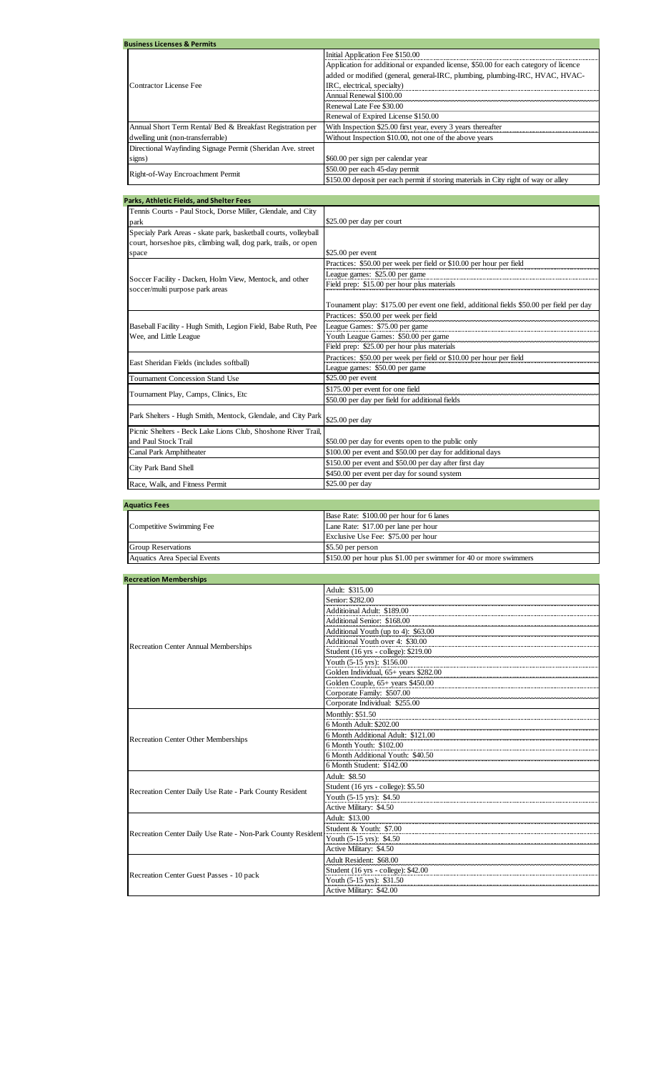| Business Licenses & Permits | |
|---|---|
| Contractor License Fee | Initial Application Fee $150.00 |
| | Application for additional or expanded license, $50.00 for each category of licence added or modified (general, general-IRC, plumbing, plumbing-IRC, HVAC, HVAC-IRC, electrical, specialty) |
| | Annual Renewal $100.00 |
| | Renewal Late Fee $30.00 |
| | Renewal of Expired License $150.00 |
| Annual Short Term Rental/ Bed & Breakfast Registration per dwelling unit (non-transferrable) | With Inspection $25.00 first year, every 3 years thereafter |
| | Without Inspection $10.00, not one of the above years |
| Directional Wayfinding Signage Permit (Sheridan Ave. street signs) | $60.00 per sign per calendar year |
| Right-of-Way Encroachment Permit | $50.00 per each 45-day permit |
| | $150.00 deposit per each permit if storing materials in City right of way or alley |

| Parks, Athletic Fields, and Shelter Fees | |
|---|---|
| Tennis Courts - Paul Stock, Dorse Miller, Glendale, and City park | $25.00 per day per court |
| Specialy Park Areas - skate park, basketball courts, volleyball court, horseshoe pits, climbing wall, dog park, trails, or open space | $25.00 per event |
| Soccer Facility - Dacken, Holm View, Mentock, and other soccer/multi purpose park areas | Practices: $50.00 per week per field or $10.00 per hour per field |
| | League games: $25.00 per game |
| | Field prep: $15.00 per hour plus materials |
| | Tounament play: $175.00 per event one field, additional fields $50.00 per field per day |
| Baseball Facility - Hugh Smith, Legion Field, Babe Ruth, Pee Wee, and Little League | Practices: $50.00 per week per field |
| | League Games: $75.00 per game |
| | Youth League Games: $50.00 per game |
| | Field prep: $25.00 per hour plus materials |
| East Sheridan Fields (includes softball) | Practices: $50.00 per week per field or $10.00 per hour per field |
| | League games: $50.00 per game |
| Tournament Concession Stand Use | $25.00 per event |
| Tournament Play, Camps, Clinics, Etc | $175.00 per event for one field |
| | $50.00 per day per field for additional fields |
| Park Shelters - Hugh Smith, Mentock, Glendale, and City Park | $25.00 per day |
| Picnic Shelters - Beck Lake Lions Club, Shoshone River Trail, and Paul Stock Trail | $50.00 per day for events open to the public only |
| Canal Park Amphitheater | $100.00 per event and $50.00 per day for additional days |
| City Park Band Shell | $150.00 per event and $50.00 per day after first day |
| | $450.00 per event per day for sound system |
| Race, Walk, and Fitness Permit | $25.00 per day |

| Aquatics Fees | |
|---|---|
| Competitive Swimming Fee | Base Rate: $100.00 per hour for 6 lanes |
| | Lane Rate: $17.00 per lane per hour |
| | Exclusive Use Fee: $75.00 per hour |
| Group Reservations | $5.50 per person |
| Aquatics Area Special Events | $150.00 per hour plus $1.00 per swimmer for 40 or more swimmers |

| Recreation Memberships | |
|---|---|
| Recreation Center Annual Memberships | Adult: $315.00 |
| | Senior: $282.00 |
| | Additioinal Adult: $189.00 |
| | Additional Senior: $168.00 |
| | Additional Youth (up to 4): $63.00 |
| | Additional Youth over 4: $30.00 |
| | Student (16 yrs - college): $219.00 |
| | Youth (5-15 yrs): $156.00 |
| | Golden Individual, 65+ years $282.00 |
| | Golden Couple, 65+ years $450.00 |
| | Corporate Family: $507.00 |
| | Corporate Individual: $255.00 |
| Recreation Center Other Memberships | Monthly: $51.50 |
| | 6 Month Adult: $202.00 |
| | 6 Month Additional Adult: $121.00 |
| | 6 Month Youth: $102.00 |
| | 6 Month Additional Youth: $40.50 |
| | 6 Month Student: $142.00 |
| Recreation Center Daily Use Rate - Park County Resident | Adult: $8.50 |
| | Student (16 yrs - college): $5.50 |
| | Youth (5-15 yrs): $4.50 |
| | Active Military: $4.50 |
| Recreation Center Daily Use Rate - Non-Park County Resident | Adult: $13.00 |
| | Student & Youth: $7.00 |
| | Youth (5-15 yrs): $4.50 |
| | Active Military: $4.50 |
| Recreation Center Guest Passes - 10 pack | Adult Resident: $68.00 |
| | Student (16 yrs - college): $42.00 |
| | Youth (5-15 yrs): $31.50 |
| | Active Military: $42.00 |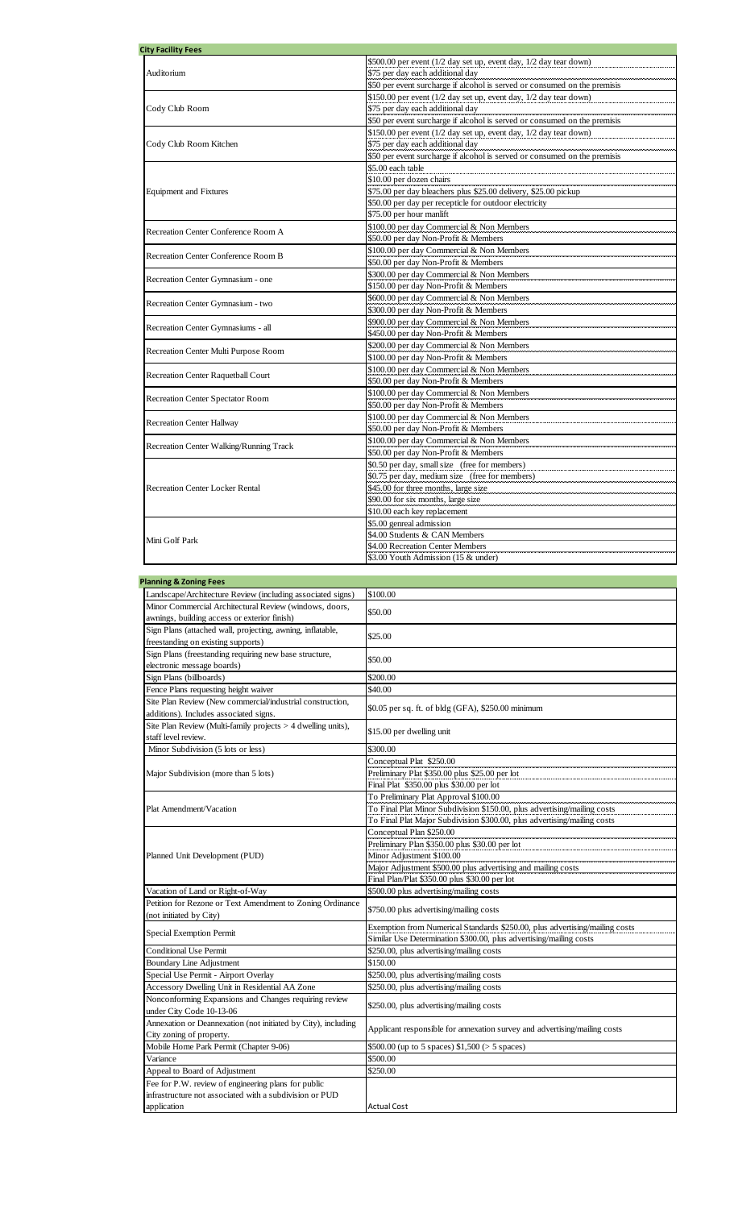| City Facility Fees | |
|---|---|
| Auditorium | \$500.00 per event (1/2 day set up, event day, 1/2 day tear down) |
| | \$75 per day each additional day |
| | \$50 per event surcharge if alcohol is served or consumed on the premisis |
| Cody Club Room | \$150.00 per event (1/2 day set up, event day, 1/2 day tear down) |
| | \$75 per day each additional day |
| | \$50 per event surcharge if alcohol is served or consumed on the premisis |
| Cody Club Room Kitchen | \$150.00 per event (1/2 day set up, event day, 1/2 day tear down) |
| | \$75 per day each additional day |
| | \$50 per event surcharge if alcohol is served or consumed on the premisis |
| Equipment and Fixtures | \$5.00 each table |
| | \$10.00 per dozen chairs |
| | \$75.00 per day bleachers plus \$25.00 delivery, \$25.00 pickup |
| | \$50.00 per day per recepticle for outdoor electricity |
| | \$75.00 per hour manlift |
| Recreation Center Conference Room A | \$100.00 per day Commercial & Non Members |
| | \$50.00 per day Non-Profit & Members |
| Recreation Center Conference Room B | \$100.00 per day Commercial & Non Members |
| | \$50.00 per day Non-Profit & Members |
| Recreation Center Gymnasium - one | \$300.00 per day Commercial & Non Members |
| | \$150.00 per day Non-Profit & Members |
| Recreation Center Gymnasium - two | \$600.00 per day Commercial & Non Members |
| | \$300.00 per day Non-Profit & Members |
| Recreation Center Gymnasiums - all | \$900.00 per day Commercial & Non Members |
| | \$450.00 per day Non-Profit & Members |
| Recreation Center Multi Purpose Room | \$200.00 per day Commercial & Non Members |
| | \$100.00 per day Non-Profit & Members |
| Recreation Center Raquetball Court | \$100.00 per day Commercial & Non Members |
| | \$50.00 per day Non-Profit & Members |
| Recreation Center Spectator Room | \$100.00 per day Commercial & Non Members |
| | \$50.00 per day Non-Profit & Members |
| Recreation Center Hallway | \$100.00 per day Commercial & Non Members |
| | \$50.00 per day Non-Profit & Members |
| Recreation Center Walking/Running Track | \$100.00 per day Commercial & Non Members |
| | \$50.00 per day Non-Profit & Members |
| Recreation Center Locker Rental | \$0.50 per day, small size (free for members) |
| | \$0.75 per day, medium size (free for members) |
| | \$45.00 for three months, large size |
| | \$90.00 for six months, large size |
| | \$10.00 each key replacement |
| Mini Golf Park | \$5.00 genreal admission |
| | \$4.00 Students & CAN Members |
| | \$4.00 Recreation Center Members |
| | \$3.00 Youth Admission (15 & under) |

| Planning & Zoning Fees | |
|---|---|
| Landscape/Architecture Review (including associated signs) | \$100.00 |
| Minor Commercial Architectural Review (windows, doors, awnings, building access or exterior finish) | \$50.00 |
| Sign Plans (attached wall, projecting, awning, inflatable, freestanding on existing supports) | \$25.00 |
| Sign Plans (freestanding requiring new base structure, electronic message boards) | \$50.00 |
| Sign Plans (billboards) | \$200.00 |
| Fence Plans requesting height waiver | \$40.00 |
| Site Plan Review (New commercial/industrial construction, additions). Includes associated signs. | \$0.05 per sq. ft. of bldg (GFA), \$250.00 minimum |
| Site Plan Review (Multi-family projects > 4 dwelling units), staff level review. | \$15.00 per dwelling unit |
| Minor Subdivision (5 lots or less) | \$300.00 |
| Major Subdivision (more than 5 lots) | Conceptual Plat \$250.00 |
| | Preliminary Plat \$350.00 plus \$25.00 per lot |
| | Final Plat \$350.00 plus \$30.00 per lot |
| Plat Amendment/Vacation | To Preliminary Plat Approval \$100.00 |
| | To Final Plat Minor Subdivision \$150.00, plus advertising/mailing costs |
| | To Final Plat Major Subdivision \$300.00, plus advertising/mailing costs |
| Planned Unit Development (PUD) | Conceptual Plan \$250.00 |
| | Preliminary Plan \$350.00 plus \$30.00 per lot |
| | Minor Adjustment \$100.00 |
| | Major Adjustment \$500.00 plus advertising and mailing costs |
| | Final Plan/Plat \$350.00 plus \$30.00 per lot |
| Vacation of Land or Right-of-Way | \$500.00 plus advertising/mailing costs |
| Petition for Rezone or Text Amendment to Zoning Ordinance (not initiated by City) | \$750.00 plus advertising/mailing costs |
| Special Exemption Permit | Exemption from Numerical Standards \$250.00, plus advertising/mailing costs |
| | Similar Use Determination \$300.00, plus advertising/mailing costs |
| Conditional Use Permit | \$250.00, plus advertising/mailing costs |
| Boundary Line Adjustment | \$150.00 |
| Special Use Permit - Airport Overlay | \$250.00, plus advertising/mailing costs |
| Accessory Dwelling Unit in Residential AA Zone | \$250.00, plus advertising/mailing costs |
| Nonconforming Expansions and Changes requiring review under City Code 10-13-06 | \$250.00, plus advertising/mailing costs |
| Annexation or Deannexation (not initiated by City), including City zoning of property. | Applicant responsible for annexation survey and advertising/mailing costs |
| Mobile Home Park Permit (Chapter 9-06) | \$500.00 (up to 5 spaces) \$1,500 (> 5 spaces) |
| Variance | \$500.00 |
| Appeal to Board of Adjustment | \$250.00 |
| Fee for P.W. review of engineering plans for public infrastructure not associated with a subdivision or PUD application | Actual Cost |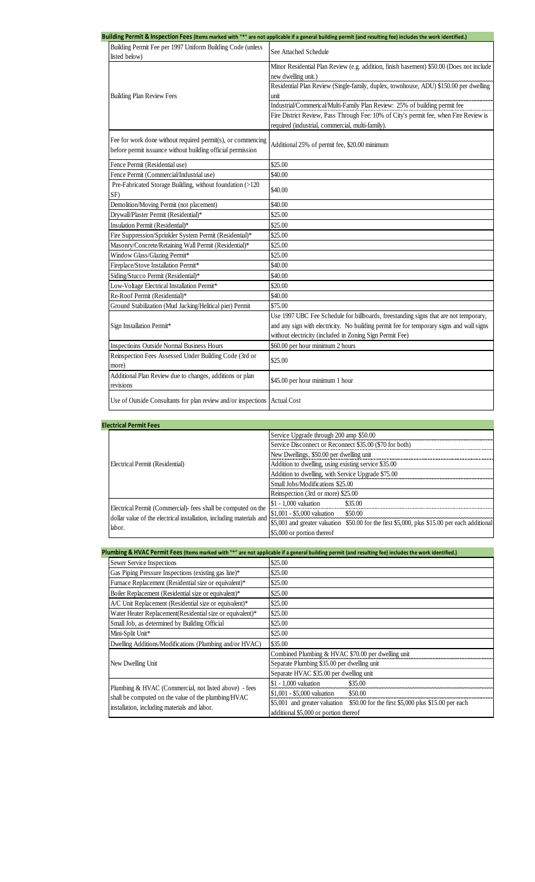## Building Permit & Inspection Fees (Items marked with "*" are not applicable if a general building permit (and resulting fee) includes the work identified.)

| Item | Fee |
|---|---|
| Building Permit Fee per 1997 Uniform Building Code (unless listed below) | See Attached Schedule |
| Building Plan Review Fees | Minor Residential Plan Review (e.g. addition, finish basement) $50.00 (Does not include new dwelling unit.)<br>Residential Plan Review (Single-family, duplex, townhouse, ADU) $150.00 per dwelling unit<br>Industrial/Commerical/Multi-Family Plan Review: 25% of building permit fee<br>Fire District Review, Pass Through Fee: 10% of City's permit fee, when Fire Review is required (industrial, commercial, multi-family). |
| Fee for work done without required permit(s), or commencing before permit issuance without building official permission | Additional 25% of permit fee, $20.00 minimum |
| Fence Permit (Residential use) | $25.00 |
| Fence Permit (Commercial/Industrial use) | $40.00 |
| Pre-Fabricated Storage Building, without foundation (>120 SF) | $40.00 |
| Demolition/Moving Permit (not placement) | $40.00 |
| Drywall/Plaster Permit (Residential)* | $25.00 |
| Insulation Permit (Residential)* | $25.00 |
| Fire Suppression/Sprinkler System Permit (Residential)* | $25.00 |
| Masonry/Concrete/Retaining Wall Permit (Residential)* | $25.00 |
| Window Glass/Glazing Permit* | $25.00 |
| Fireplace/Stove Installation Permit* | $40.00 |
| Siding/Stucco Permit (Residential)* | $40.00 |
| Low-Voltage Electrical Installation Permit* | $20.00 |
| Re-Roof Permit (Residential)* | $40.00 |
| Ground Stabilization (Mud Jacking/Helitical pier) Permit | $75.00 |
| Sign Installation Permit* | Use 1997 UBC Fee Schedule for billboards, freestanding signs that are not temporary, and any sign with electricity. No building permit fee for temporary signs and wall signs without electricity (included in Zoning Sign Permit Fee) |
| Inspectioins Outside Normal Business Hours | $60.00 per hour minimum 2 hours |
| Reinspection Fees Assessed Under Building Code (3rd or more) | $25.00 |
| Additional Plan Review due to changes, additions or plan revisions | $45.00 per hour minimum 1 hour |
| Use of Outside Consultants for plan review and/or inspections | Actual Cost |

## Electrical Permit Fees

| Item | Fee |
|---|---|
| Electrical Permit (Residential) | Service Upgrade through 200 amp $50.00<br>Service Disconnect or Reconnect $35.00 ($70 for both)<br>New Dwellings, $50.00 per dwelling unit<br>Addition to dwelling, using existing service $35.00<br>Addition to dwelling, with Service Upgrade $75.00<br>Small Jobs/Modifications $25.00<br>Reinspection (3rd or more) $25.00 |
| Electrical Permit (Commercial)- fees shall be computed on the dollar value of the electrical installation, including materials and labor. | $1 - 1,000 valuation $35.00<br>$1,001 - $5,000 valuation $50.00<br>$5,001 and greater valuation $50.00 for the first $5,000, plus $15.00 per each additional $5,000 or portion thereof |

## Plumbing & HVAC Permit Fees (Items marked with "*" are not applicable if a general building permit (and resulting fee) includes the work identified.)

| Item | Fee |
|---|---|
| Sewer Service Inspections | $25.00 |
| Gas Piping Pressure Inspections (existing gas line)* | $25.00 |
| Furnace Replacement (Residential size or equivalent)* | $25.00 |
| Boiler Replacement (Residential size or equivalent)* | $25.00 |
| A/C Unit Replacement (Residential size or equivalent)* | $25.00 |
| Water Heater Replacement(Residential size or equivalent)* | $25.00 |
| Small Job, as determined by Building Official | $25.00 |
| Mini-Split Unit* | $25.00 |
| Dwelling Additions/Modifications (Plumbing and/or HVAC) | $35.00 |
| New Dwelling Unit | Combined Plumbing & HVAC $70.00 per dwelling unit<br>Separate Plumbing $35.00 per dwelling unit<br>Separate HVAC $35.00 per dwelling unit |
| Plumbing & HVAC (Commercial, not listed above) - fees shall be computed on the value of the plumbing/HVAC installation, including materials and labor. | $1 - 1,000 valuation $35.00<br>$1,001 - $5,000 valuation $50.00<br>$5,001 and greater valuation $50.00 for the first $5,000 plus $15.00 per each additional $5,000 or portion thereof |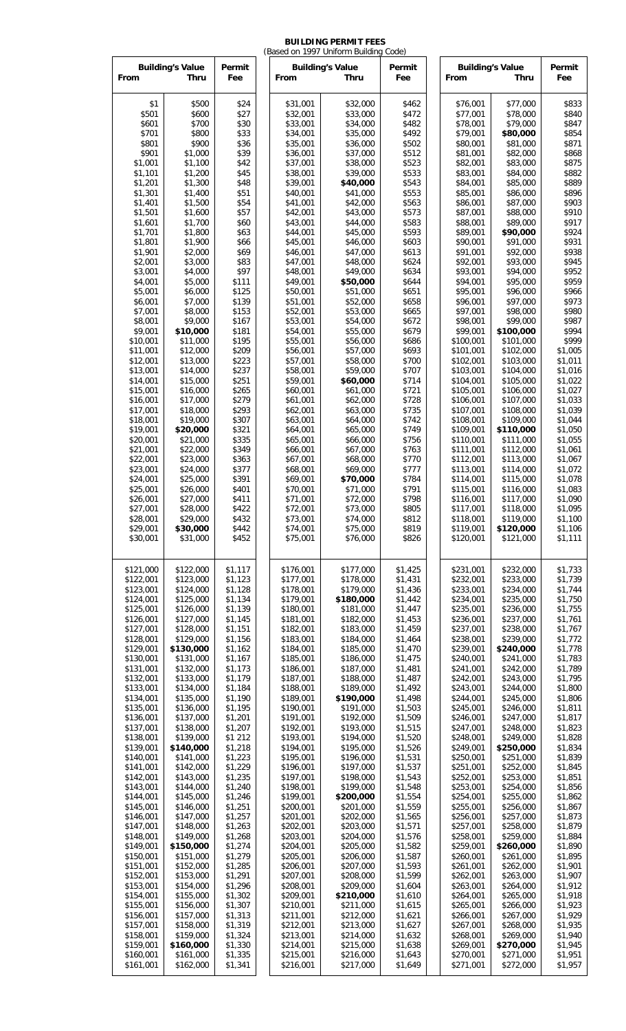# BUILDING PERMIT FEES

(Based on 1997 Uniform Building Code)

| Building's Value | | Permit | Building's Value | | Permit | Building's Value | | Permit |
|---|---|---|---|---|---|---|---|---|
| From | Thru | Fee | From | Thru | Fee | From | Thru | Fee |
| $1 | $500 | $24 | $31,001 | $32,000 | $462 | $76,001 | $77,000 | $833 |
| $501 | $600 | $27 | $32,001 | $33,000 | $472 | $77,001 | $78,000 | $840 |
| $601 | $700 | $30 | $33,001 | $34,000 | $482 | $78,001 | $79,000 | $847 |
| $701 | $800 | $33 | $34,001 | $35,000 | $492 | $79,001 | **$80,000** | $854 |
| $801 | $900 | $36 | $35,001 | $36,000 | $502 | $80,001 | $81,000 | $871 |
| $901 | $1,000 | $39 | $36,001 | $37,000 | $512 | $81,001 | $82,000 | $868 |
| $1,001 | $1,100 | $42 | $37,001 | $38,000 | $523 | $82,001 | $83,000 | $875 |
| $1,101 | $1,200 | $45 | $38,001 | $39,000 | $533 | $83,001 | $84,000 | $882 |
| $1,201 | $1,300 | $48 | $39,001 | **$40,000** | $543 | $84,001 | $85,000 | $889 |
| $1,301 | $1,400 | $51 | $40,001 | $41,000 | $553 | $85,001 | $86,000 | $896 |
| $1,401 | $1,500 | $54 | $41,001 | $42,000 | $563 | $86,001 | $87,000 | $903 |
| $1,501 | $1,600 | $57 | $42,001 | $43,000 | $573 | $87,001 | $88,000 | $910 |
| $1,601 | $1,700 | $60 | $43,001 | $44,000 | $583 | $88,001 | $89,000 | $917 |
| $1,701 | $1,800 | $63 | $44,001 | $45,000 | $593 | $89,001 | **$90,000** | $924 |
| $1,801 | $1,900 | $66 | $45,001 | $46,000 | $603 | $90,001 | $91,000 | $931 |
| $1,901 | $2,000 | $69 | $46,001 | $47,000 | $613 | $91,001 | $92,000 | $938 |
| $2,001 | $3,000 | $83 | $47,001 | $48,000 | $624 | $92,001 | $93,000 | $945 |
| $3,001 | $4,000 | $97 | $48,001 | $49,000 | $634 | $93,001 | $94,000 | $952 |
| $4,001 | $5,000 | $111 | $49,001 | **$50,000** | $644 | $94,001 | $95,000 | $959 |
| $5,001 | $6,000 | $125 | $50,001 | $51,000 | $651 | $95,001 | $96,000 | $966 |
| $6,001 | $7,000 | $139 | $51,001 | $52,000 | $658 | $96,001 | $97,000 | $973 |
| $7,001 | $8,000 | $153 | $52,001 | $53,000 | $665 | $97,001 | $98,000 | $980 |
| $8,001 | $9,000 | $167 | $53,001 | $54,000 | $672 | $98,001 | $99,000 | $987 |
| $9,001 | **$10,000** | $181 | $54,001 | $55,000 | $679 | $99,001 | **$100,000** | $994 |
| $10,001 | $11,000 | $195 | $55,001 | $56,000 | $686 | $100,001 | $101,000 | $999 |
| $11,001 | $12,000 | $209 | $56,001 | $57,000 | $693 | $101,001 | $102,000 | $1,005 |
| $12,001 | $13,000 | $223 | $57,001 | $58,000 | $700 | $102,001 | $103,000 | $1,011 |
| $13,001 | $14,000 | $237 | $58,001 | $59,000 | $707 | $103,001 | $104,000 | $1,016 |
| $14,001 | $15,000 | $251 | $59,001 | **$60,000** | $714 | $104,001 | $105,000 | $1,022 |
| $15,001 | $16,000 | $265 | $60,001 | $61,000 | $721 | $105,001 | $106,000 | $1,027 |
| $16,001 | $17,000 | $279 | $61,001 | $62,000 | $728 | $106,001 | $107,000 | $1,033 |
| $17,001 | $18,000 | $293 | $62,001 | $63,000 | $735 | $107,001 | $108,000 | $1,039 |
| $18,001 | $19,000 | $307 | $63,001 | $64,000 | $742 | $108,001 | $109,000 | $1,044 |
| $19,001 | **$20,000** | $321 | $64,001 | $65,000 | $749 | $109,001 | **$110,000** | $1,050 |
| $20,001 | $21,000 | $335 | $65,001 | $66,000 | $756 | $110,001 | $111,000 | $1,055 |
| $21,001 | $22,000 | $349 | $66,001 | $67,000 | $763 | $111,001 | $112,000 | $1,061 |
| $22,001 | $23,000 | $363 | $67,001 | $68,000 | $770 | $112,001 | $113,000 | $1,067 |
| $23,001 | $24,000 | $377 | $68,001 | $69,000 | $777 | $113,001 | $114,000 | $1,072 |
| $24,001 | $25,000 | $391 | $69,001 | **$70,000** | $784 | $114,001 | $115,000 | $1,078 |
| $25,001 | $26,000 | $401 | $70,001 | $71,000 | $791 | $115,001 | $116,000 | $1,083 |
| $26,001 | $27,000 | $411 | $71,001 | $72,000 | $798 | $116,001 | $117,000 | $1,090 |
| $27,001 | $28,000 | $422 | $72,001 | $73,000 | $805 | $117,001 | $118,000 | $1,095 |
| $28,001 | $29,000 | $432 | $73,001 | $74,000 | $812 | $118,001 | $119,000 | $1,100 |
| $29,001 | **$30,000** | $442 | $74,001 | $75,000 | $819 | $119,001 | **$120,000** | $1,106 |
| $30,001 | $31,000 | $452 | $75,001 | $76,000 | $826 | $120,001 | $121,000 | $1,111 |
| $121,000 | $122,000 | $1,117 | $176,001 | $177,000 | $1,425 | $231,001 | $232,000 | $1,733 |
| $122,001 | $123,000 | $1,123 | $177,001 | $178,000 | $1,431 | $232,001 | $233,000 | $1,739 |
| $123,001 | $124,000 | $1,128 | $178,001 | $179,000 | $1,436 | $233,001 | $234,000 | $1,744 |
| $124,001 | $125,000 | $1,134 | $179,001 | **$180,000** | $1,442 | $234,001 | $235,000 | $1,750 |
| $125,001 | $126,000 | $1,139 | $180,001 | $181,000 | $1,447 | $235,001 | $236,000 | $1,755 |
| $126,001 | $127,000 | $1,145 | $181,001 | $182,000 | $1,453 | $236,001 | $237,000 | $1,761 |
| $127,001 | $128,000 | $1,151 | $182,001 | $183,000 | $1,459 | $237,001 | $238,000 | $1,767 |
| $128,001 | $129,000 | $1,156 | $183,001 | $184,000 | $1,464 | $238,001 | $239,000 | $1,772 |
| $129,001 | **$130,000** | $1,162 | $184,001 | $185,000 | $1,470 | $239,001 | **$240,000** | $1,778 |
| $130,001 | $131,000 | $1,167 | $185,001 | $186,000 | $1,475 | $240,001 | $241,000 | $1,783 |
| $131,001 | $132,000 | $1,173 | $186,001 | $187,000 | $1,481 | $241,001 | $242,000 | $1,789 |
| $132,001 | $133,000 | $1,179 | $187,001 | $188,000 | $1,487 | $242,001 | $243,000 | $1,795 |
| $133,001 | $134,000 | $1,184 | $188,001 | $189,000 | $1,492 | $243,001 | $244,000 | $1,800 |
| $134,001 | $135,000 | $1,190 | $189,001 | **$190,000** | $1,498 | $244,001 | $245,000 | $1,806 |
| $135,001 | $136,000 | $1,195 | $190,001 | $191,000 | $1,503 | $245,001 | $246,000 | $1,811 |
| $136,001 | $137,000 | $1,201 | $191,001 | $192,000 | $1,509 | $246,001 | $247,000 | $1,817 |
| $137,001 | $138,000 | $1,207 | $192,001 | $193,000 | $1,515 | $247,001 | $248,000 | $1,823 |
| $138,001 | $139,000 | $1 212 | $193,001 | $194,000 | $1,520 | $248,001 | $249,000 | $1,828 |
| $139,001 | **$140,000** | $1,218 | $194,001 | $195,000 | $1,526 | $249,001 | **$250,000** | $1,834 |
| $140,001 | $141,000 | $1,223 | $195,001 | $196,000 | $1,531 | $250,001 | $251,000 | $1,839 |
| $141,001 | $142,000 | $1,229 | $196,001 | $197,000 | $1,537 | $251,001 | $252,000 | $1,845 |
| $142,001 | $143,000 | $1,235 | $197,001 | $198,000 | $1,543 | $252,001 | $253,000 | $1,851 |
| $143,001 | $144,000 | $1,240 | $198,001 | $199,000 | $1,548 | $253,001 | $254,000 | $1,856 |
| $144,001 | $145,000 | $1,246 | $199,001 | **$200,000** | $1,554 | $254,001 | $255,000 | $1,862 |
| $145,001 | $146,000 | $1,251 | $200,001 | $201,000 | $1,559 | $255,001 | $256,000 | $1,867 |
| $146,001 | $147,000 | $1,257 | $201,001 | $202,000 | $1,565 | $256,001 | $257,000 | $1,873 |
| $147,001 | $148,000 | $1,263 | $202,001 | $203,000 | $1,571 | $257,001 | $258,000 | $1,879 |
| $148,001 | $149,000 | $1,268 | $203,001 | $204,000 | $1,576 | $258,001 | $259,000 | $1,884 |
| $149,001 | **$150,000** | $1,274 | $204,001 | $205,000 | $1,582 | $259,001 | **$260,000** | $1,890 |
| $150,001 | $151,000 | $1,279 | $205,001 | $206,000 | $1,587 | $260,001 | $261,000 | $1,895 |
| $151,001 | $152,000 | $1,285 | $206,001 | $207,000 | $1,593 | $261,001 | $262,000 | $1,901 |
| $152,001 | $153,000 | $1,291 | $207,001 | $208,000 | $1,599 | $262,001 | $263,000 | $1,907 |
| $153,001 | $154,000 | $1,296 | $208,001 | $209,000 | $1,604 | $263,001 | $264,000 | $1,912 |
| $154,001 | $155,000 | $1,302 | $209,001 | **$210,000** | $1,610 | $264,001 | $265,000 | $1,918 |
| $155,001 | $156,000 | $1,307 | $210,001 | $211,000 | $1,615 | $265,001 | $266,000 | $1,923 |
| $156,001 | $157,000 | $1,313 | $211,001 | $212,000 | $1,621 | $266,001 | $267,000 | $1,929 |
| $157,001 | $158,000 | $1,319 | $212,001 | $213,000 | $1,627 | $267,001 | $268,000 | $1,935 |
| $158,001 | $159,000 | $1,324 | $213,001 | $214,000 | $1,632 | $268,001 | $269,000 | $1,940 |
| $159,001 | **$160,000** | $1,330 | $214,001 | $215,000 | $1,638 | $269,001 | **$270,000** | $1,945 |
| $160,001 | $161,000 | $1,335 | $215,001 | $216,000 | $1,643 | $270,001 | $271,000 | $1,951 |
| $161,001 | $162,000 | $1,341 | $216,001 | $217,000 | $1,649 | $271,001 | $272,000 | $1,957 |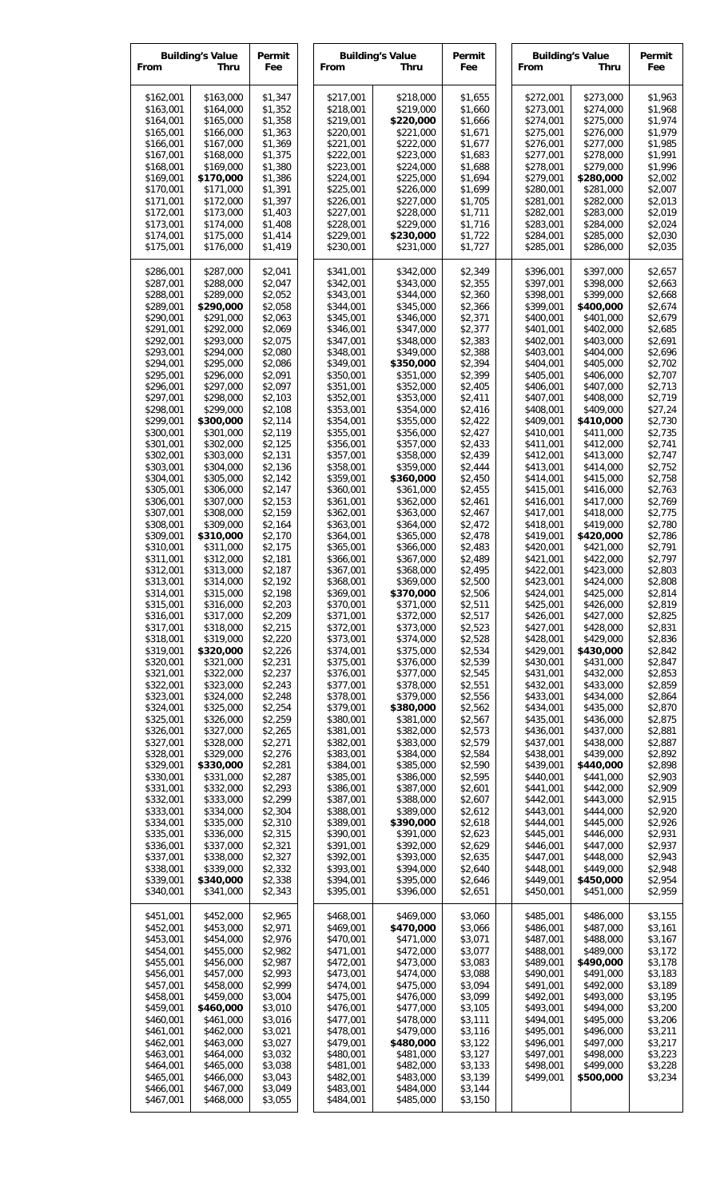| Building's Value | | Permit |
|---|---|---|
| From | Thru | Fee |
| $162,001 | $163,000 | $1,347 |
| $163,001 | $164,000 | $1,352 |
| $164,001 | $165,000 | $1,358 |
| $165,001 | $166,000 | $1,363 |
| $166,001 | $167,000 | $1,369 |
| $167,001 | $168,000 | $1,375 |
| $168,001 | $169,000 | $1,380 |
| $169,001 | **$170,000** | $1,386 |
| $170,001 | $171,000 | $1,391 |
| $171,001 | $172,000 | $1,397 |
| $172,001 | $173,000 | $1,403 |
| $173,001 | $174,000 | $1,408 |
| $174,001 | $175,000 | $1,414 |
| $175,001 | $176,000 | $1,419 |
| $217,001 | $218,000 | $1,655 |
| $218,001 | $219,000 | $1,660 |
| $219,001 | **$220,000** | $1,666 |
| $220,001 | $221,000 | $1,671 |
| $221,001 | $222,000 | $1,677 |
| $222,001 | $223,000 | $1,683 |
| $223,001 | $224,000 | $1,688 |
| $224,001 | $225,000 | $1,694 |
| $225,001 | $226,000 | $1,699 |
| $226,001 | $227,000 | $1,705 |
| $227,001 | $228,000 | $1,711 |
| $228,001 | $229,000 | $1,716 |
| $229,001 | **$230,000** | $1,722 |
| $230,001 | $231,000 | $1,727 |
| $272,001 | $273,000 | $1,963 |
| $273,001 | $274,000 | $1,968 |
| $274,001 | $275,000 | $1,974 |
| $275,001 | $276,000 | $1,979 |
| $276,001 | $277,000 | $1,985 |
| $277,001 | $278,000 | $1,991 |
| $278,001 | $279,000 | $1,996 |
| $279,001 | **$280,000** | $2,002 |
| $280,001 | $281,000 | $2,007 |
| $281,001 | $282,000 | $2,013 |
| $282,001 | $283,000 | $2,019 |
| $283,001 | $284,000 | $2,024 |
| $284,001 | $285,000 | $2,030 |
| $285,001 | $286,000 | $2,035 |
| $286,001 | $287,000 | $2,041 |
| $287,001 | $288,000 | $2,047 |
| $288,001 | $289,000 | $2,052 |
| $289,001 | **$290,000** | $2,058 |
| $290,001 | $291,000 | $2,063 |
| $291,001 | $292,000 | $2,069 |
| $292,001 | $293,000 | $2,075 |
| $293,001 | $294,000 | $2,080 |
| $294,001 | $295,000 | $2,086 |
| $295,001 | $296,000 | $2,091 |
| $296,001 | $297,000 | $2,097 |
| $297,001 | $298,000 | $2,103 |
| $298,001 | $299,000 | $2,108 |
| $299,001 | **$300,000** | $2,114 |
| $300,001 | $301,000 | $2,119 |
| $301,001 | $302,000 | $2,125 |
| $302,001 | $303,000 | $2,131 |
| $303,001 | $304,000 | $2,136 |
| $304,001 | $305,000 | $2,142 |
| $305,001 | $306,000 | $2,147 |
| $306,001 | $307,000 | $2,153 |
| $307,001 | $308,000 | $2,159 |
| $308,001 | $309,000 | $2,164 |
| $309,001 | **$310,000** | $2,170 |
| $310,001 | $311,000 | $2,175 |
| $311,001 | $312,000 | $2,181 |
| $312,001 | $313,000 | $2,187 |
| $313,001 | $314,000 | $2,192 |
| $314,001 | $315,000 | $2,198 |
| $315,001 | $316,000 | $2,203 |
| $316,001 | $317,000 | $2,209 |
| $317,001 | $318,000 | $2,215 |
| $318,001 | $319,000 | $2,220 |
| $319,001 | **$320,000** | $2,226 |
| $320,001 | $321,000 | $2,231 |
| $321,001 | $322,000 | $2,237 |
| $322,001 | $323,000 | $2,243 |
| $323,001 | $324,000 | $2,248 |
| $324,001 | $325,000 | $2,254 |
| $325,001 | $326,000 | $2,259 |
| $326,001 | $327,000 | $2,265 |
| $327,001 | $328,000 | $2,271 |
| $328,001 | $329,000 | $2,276 |
| $329,001 | **$330,000** | $2,281 |
| $330,001 | $331,000 | $2,287 |
| $331,001 | $332,000 | $2,293 |
| $332,001 | $333,000 | $2,299 |
| $333,001 | $334,000 | $2,304 |
| $334,001 | $335,000 | $2,310 |
| $335,001 | $336,000 | $2,315 |
| $336,001 | $337,000 | $2,321 |
| $337,001 | $338,000 | $2,327 |
| $338,001 | $339,000 | $2,332 |
| $339,001 | **$340,000** | $2,338 |
| $340,001 | $341,000 | $2,343 |
| $341,001 | $342,000 | $2,349 |
| $342,001 | $343,000 | $2,355 |
| $343,001 | $344,000 | $2,360 |
| $344,001 | $345,000 | $2,366 |
| $345,001 | $346,000 | $2,371 |
| $346,001 | $347,000 | $2,377 |
| $347,001 | $348,000 | $2,383 |
| $348,001 | $349,000 | $2,388 |
| $349,001 | **$350,000** | $2,394 |
| $350,001 | $351,000 | $2,399 |
| $351,001 | $352,000 | $2,405 |
| $352,001 | $353,000 | $2,411 |
| $353,001 | $354,000 | $2,416 |
| $354,001 | $355,000 | $2,422 |
| $355,001 | $356,000 | $2,427 |
| $356,001 | $357,000 | $2,433 |
| $357,001 | $358,000 | $2,439 |
| $358,001 | $359,000 | $2,444 |
| $359,001 | **$360,000** | $2,450 |
| $360,001 | $361,000 | $2,455 |
| $361,001 | $362,000 | $2,461 |
| $362,001 | $363,000 | $2,467 |
| $363,001 | $364,000 | $2,472 |
| $364,001 | $365,000 | $2,478 |
| $365,001 | $366,000 | $2,483 |
| $366,001 | $367,000 | $2,489 |
| $367,001 | $368,000 | $2,495 |
| $368,001 | $369,000 | $2,500 |
| $369,001 | **$370,000** | $2,506 |
| $370,001 | $371,000 | $2,511 |
| $371,001 | $372,000 | $2,517 |
| $372,001 | $373,000 | $2,523 |
| $373,001 | $374,000 | $2,528 |
| $374,001 | $375,000 | $2,534 |
| $375,001 | $376,000 | $2,539 |
| $376,001 | $377,000 | $2,545 |
| $377,001 | $378,000 | $2,551 |
| $378,001 | $379,000 | $2,556 |
| $379,001 | **$380,000** | $2,562 |
| $380,001 | $381,000 | $2,567 |
| $381,001 | $382,000 | $2,573 |
| $382,001 | $383,000 | $2,579 |
| $383,001 | $384,000 | $2,584 |
| $384,001 | $385,000 | $2,590 |
| $385,001 | $386,000 | $2,595 |
| $386,001 | $387,000 | $2,601 |
| $387,001 | $388,000 | $2,607 |
| $388,001 | $389,000 | $2,612 |
| $389,001 | **$390,000** | $2,618 |
| $390,001 | $391,000 | $2,623 |
| $391,001 | $392,000 | $2,629 |
| $392,001 | $393,000 | $2,635 |
| $393,001 | $394,000 | $2,640 |
| $394,001 | $395,000 | $2,646 |
| $395,001 | $396,000 | $2,651 |
| $396,001 | $397,000 | $2,657 |
| $397,001 | $398,000 | $2,663 |
| $398,001 | $399,000 | $2,668 |
| $399,001 | **$400,000** | $2,674 |
| $400,001 | $401,000 | $2,679 |
| $401,001 | $402,000 | $2,685 |
| $402,001 | $403,000 | $2,691 |
| $403,001 | $404,000 | $2,696 |
| $404,001 | $405,000 | $2,702 |
| $405,001 | $406,000 | $2,707 |
| $406,001 | $407,000 | $2,713 |
| $407,001 | $408,000 | $2,719 |
| $408,001 | $409,000 | $27,24 |
| $409,001 | **$410,000** | $2,730 |
| $410,001 | $411,000 | $2,735 |
| $411,001 | $412,000 | $2,741 |
| $412,001 | $413,000 | $2,747 |
| $413,001 | $414,000 | $2,752 |
| $414,001 | $415,000 | $2,758 |
| $415,001 | $416,000 | $2,763 |
| $416,001 | $417,000 | $2,769 |
| $417,001 | $418,000 | $2,775 |
| $418,001 | $419,000 | $2,780 |
| $419,001 | **$420,000** | $2,786 |
| $420,001 | $421,000 | $2,791 |
| $421,001 | $422,000 | $2,797 |
| $422,001 | $423,000 | $2,803 |
| $423,001 | $424,000 | $2,808 |
| $424,001 | $425,000 | $2,814 |
| $425,001 | $426,000 | $2,819 |
| $426,001 | $427,000 | $2,825 |
| $427,001 | $428,000 | $2,831 |
| $428,001 | $429,000 | $2,836 |
| $429,001 | **$430,000** | $2,842 |
| $430,001 | $431,000 | $2,847 |
| $431,001 | $432,000 | $2,853 |
| $432,001 | $433,000 | $2,859 |
| $433,001 | $434,000 | $2,864 |
| $434,001 | $435,000 | $2,870 |
| $435,001 | $436,000 | $2,875 |
| $436,001 | $437,000 | $2,881 |
| $437,001 | $438,000 | $2,887 |
| $438,001 | $439,000 | $2,892 |
| $439,001 | **$440,000** | $2,898 |
| $440,001 | $441,000 | $2,903 |
| $441,001 | $442,000 | $2,909 |
| $442,001 | $443,000 | $2,915 |
| $443,001 | $444,000 | $2,920 |
| $444,001 | $445,000 | $2,926 |
| $445,001 | $446,000 | $2,931 |
| $446,001 | $447,000 | $2,937 |
| $447,001 | $448,000 | $2,943 |
| $448,001 | $449,000 | $2,948 |
| $449,001 | **$450,000** | $2,954 |
| $450,001 | $451,000 | $2,959 |
| $451,001 | $452,000 | $2,965 |
| $452,001 | $453,000 | $2,971 |
| $453,001 | $454,000 | $2,976 |
| $454,001 | $455,000 | $2,982 |
| $455,001 | $456,000 | $2,987 |
| $456,001 | $457,000 | $2,993 |
| $457,001 | $458,000 | $2,999 |
| $458,001 | $459,000 | $3,004 |
| $459,001 | **$460,000** | $3,010 |
| $460,001 | $461,000 | $3,016 |
| $461,001 | $462,000 | $3,021 |
| $462,001 | $463,000 | $3,027 |
| $463,001 | $464,000 | $3,032 |
| $464,001 | $465,000 | $3,038 |
| $465,001 | $466,000 | $3,043 |
| $466,001 | $467,000 | $3,049 |
| $467,001 | $468,000 | $3,055 |
| $468,001 | $469,000 | $3,060 |
| $469,001 | **$470,000** | $3,066 |
| $470,001 | $471,000 | $3,071 |
| $471,001 | $472,000 | $3,077 |
| $472,001 | $473,000 | $3,083 |
| $473,001 | $474,000 | $3,088 |
| $474,001 | $475,000 | $3,094 |
| $475,001 | $476,000 | $3,099 |
| $476,001 | $477,000 | $3,105 |
| $477,001 | $478,000 | $3,111 |
| $478,001 | $479,000 | $3,116 |
| $479,001 | **$480,000** | $3,122 |
| $480,001 | $481,000 | $3,127 |
| $481,001 | $482,000 | $3,133 |
| $482,001 | $483,000 | $3,139 |
| $483,001 | $484,000 | $3,144 |
| $484,001 | $485,000 | $3,150 |
| $485,001 | $486,000 | $3,155 |
| $486,001 | $487,000 | $3,161 |
| $487,001 | $488,000 | $3,167 |
| $488,001 | $489,000 | $3,172 |
| $489,001 | **$490,000** | $3,178 |
| $490,001 | $491,000 | $3,183 |
| $491,001 | $492,000 | $3,189 |
| $492,001 | $493,000 | $3,195 |
| $493,001 | $494,000 | $3,200 |
| $494,001 | $495,000 | $3,206 |
| $495,001 | $496,000 | $3,211 |
| $496,001 | $497,000 | $3,217 |
| $497,001 | $498,000 | $3,223 |
| $498,001 | $499,000 | $3,228 |
| $499,001 | **$500,000** | $3,234 |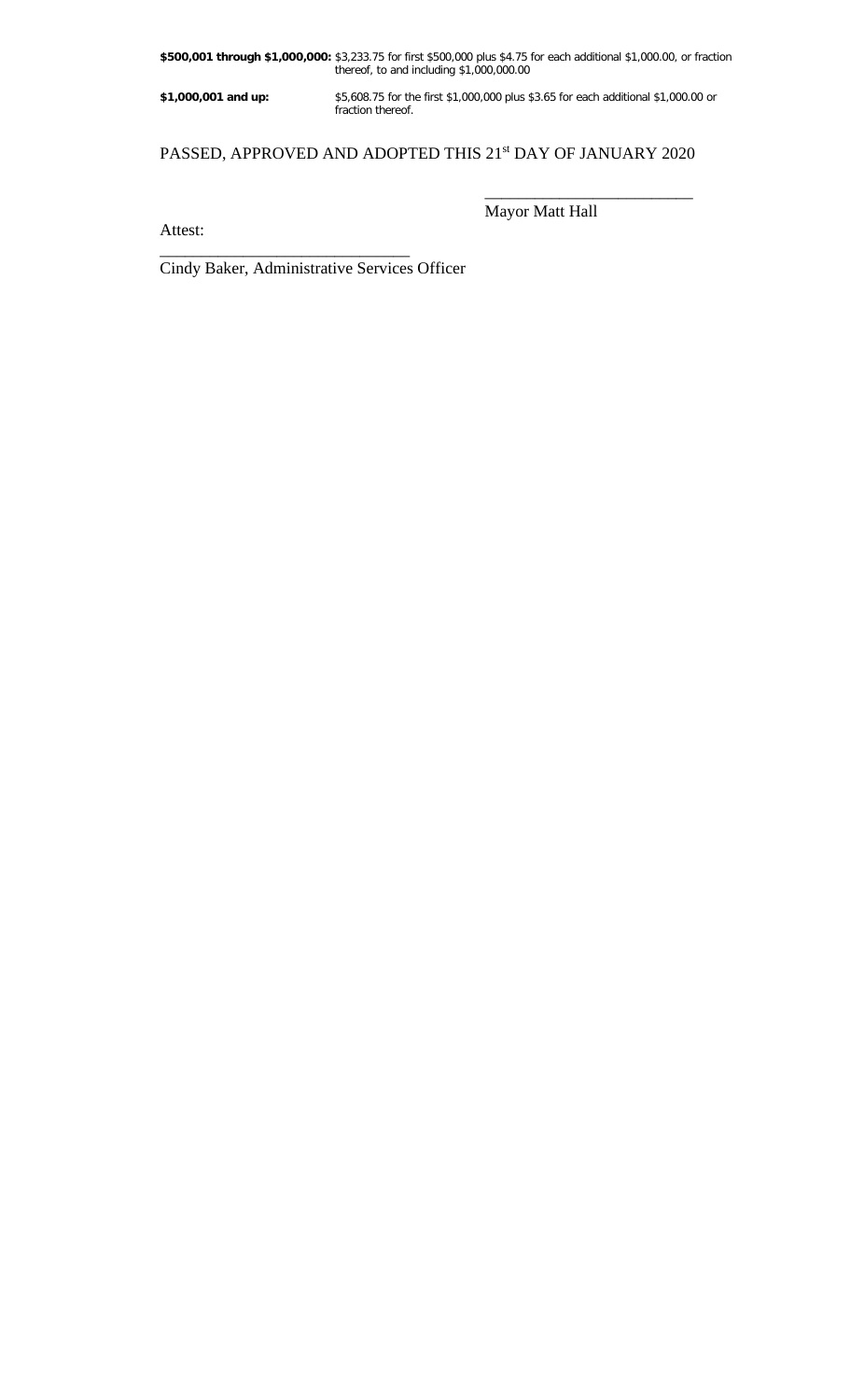**$500,001 through $1,000,000:** $3,233.75 for first $500,000 plus $4.75 for each additional $1,000.00, or fraction thereof, to and including $1,000,000.00

**$1,000,001 and up:** $5,608.75 for the first $1,000,000 plus $3.65 for each additional $1,000.00 or fraction thereof.

PASSED, APPROVED AND ADOPTED THIS 21st DAY OF JANUARY 2020

___________________________

Mayor Matt Hall

Attest:

________________________________

Cindy Baker, Administrative Services Officer